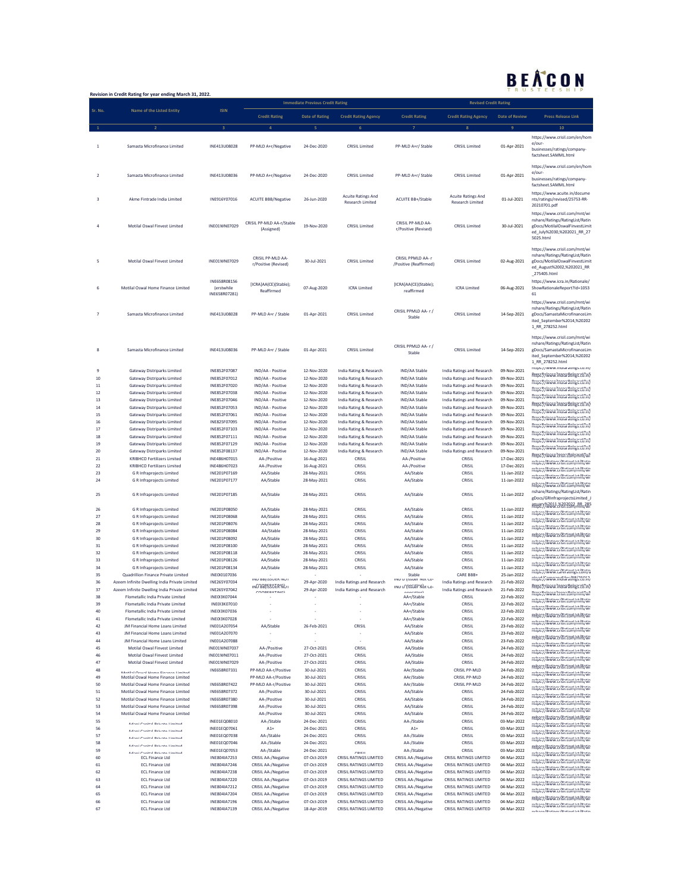# Revision in Credit Rating for year ending March 31, 2022.

| Sr. No. | Name of the Listed Entity | ISIN | Immediate Previous Credit Rating | | | Revised Credit Rating | | | |
|---|---|---|---|---|---|---|---|---|---|
| | | | Credit Rating | Date of Rating | Credit Rating Agency | Credit Rating | Credit Rating Agency | Date of Review | Press Release Link |
| 1 | 2 | 3 | 4 | 5 | 6 | 7 | 8 | 9 | 10 |
| 1 | Samasta Microfinance Limited | INE413U08028 | PP-MLD A+r/Negative | 24-Dec-2020 | CRISIL Limited | PP-MLD A+r/ Stable | CRISIL Limited | 01-Apr-2021 | https://www.crisil.com/en/home/our-businesses/ratings/company-factsheet.SAMML.html |
| 2 | Samasta Microfinance Limited | INE413U08036 | PP-MLD A+r/Negative | 24-Dec-2020 | CRISIL Limited | PP-MLD A+r/ Stable | CRISIL Limited | 01-Apr-2021 | https://www.crisil.com/en/home/our-businesses/ratings/company-factsheet.SAMML.html |
| 3 | Akme Fintrade India Limited | INE916Y07016 | ACUITE BBB/Negative | 26-Jun-2020 | Acuite Ratings And Research Limited | ACUITE BB+/Stable | Acuite Ratings And Research Limited | 01-Jul-2021 | https://www.acuite.in/documents/ratings/revised/25753-RR-20210701.pdf |
| 4 | Motilal Oswal Finvest Limited | INE01WN07029 | CRISIL PP-MLD AA-r/Stable (Assigned) | 19-Nov-2020 | CRISIL Limited | CRISIL PP-MLD AA-r/Positive (Revised) | CRISIL Limited | 30-Jul-2021 | https://www.crisil.com/mnt/winshare/Ratings/RatingList/RatingDocs/MotilalOswalFinvestLimited_July%2030,%202021_RR_275025.html |
| 5 | Motilal Oswal Finvest Limited | INE01WN07029 | CRISIL PP-MLD AA-r/Positive (Revised) | 30-Jul-2021 | CRISIL Limited | CRISIL PPMLD AA- r /Positive (Reaffirmed) | CRISIL Limited | 02-Aug-2021 | https://www.crisil.com/mnt/winshare/Ratings/RatingList/RatingDocs/MotilalOswalFinvestLimited_August%2002,%202021_RR_275405.html |
| 6 | Motilal Oswal Home Finance Limited | INE658R08156 (erstwhile INE658R07281) | [ICRA]AA(CE)(Stable); Reaffirmed | 07-Aug-2020 | ICRA Limited | [ICRA]AA(CE)(Stable); reaffirmed | ICRA Limited | 06-Aug-2021 | https://www.icra.in/Rationale/ShowRationaleReport?Id=105361 |
| 7 | Samasta Microfinance Limited | INE413U08028 | PP-MLD A+r / Stable | 01-Apr-2021 | CRISIL Limited | CRISIL PPMLD AA- r / Stable | CRISIL Limited | 14-Sep-2021 | https://www.crisil.com/mnt/winshare/Ratings/RatingList/RatingDocs/SamastaMicrofinanceLimited_September%2014,%202021_RR_278252.html |
| 8 | Samasta Microfinance Limited | INE413U08036 | PP-MLD A+r / Stable | 01-Apr-2021 | CRISIL Limited | CRISIL PPMLD AA- r / Stable | CRISIL Limited | 14-Sep-2021 | https://www.crisil.com/mnt/winshare/Ratings/RatingList/RatingDocs/SamastaMicrofinanceLimited_September%2014,%202021_RR_278252.html |
| 9 | Gateway Distriparks Limited | INE852F07087 | IND/AA - Positive | 12-Nov-2020 | India Rating & Research | IND/AA Stable | India Ratings and Research | 09-Nov-2021 | https://www.indiaratings.co.in/PressRelease?pressReleaseID=5 |
| 10 | Gateway Distriparks Limited | INE852F07012 | IND/AA - Positive | 12-Nov-2020 | India Rating & Research | IND/AA Stable | India Ratings and Research | 09-Nov-2021 | https://www.indiaratings.co.in/PressRelease?pressReleaseID=5 |
| 11 | Gateway Distriparks Limited | INE852F07020 | IND/AA - Positive | 12-Nov-2020 | India Rating & Research | IND/AA Stable | India Ratings and Research | 09-Nov-2021 | https://www.indiaratings.co.in/PressRelease?pressReleaseID=5 |
| 12 | Gateway Distriparks Limited | INE852F07038 | IND/AA - Positive | 12-Nov-2020 | India Rating & Research | IND/AA Stable | India Ratings and Research | 09-Nov-2021 | https://www.indiaratings.co.in/PressRelease?pressReleaseID=5 |
| 13 | Gateway Distriparks Limited | INE852F07046 | IND/AA - Positive | 12-Nov-2020 | India Rating & Research | IND/AA Stable | India Ratings and Research | 09-Nov-2021 | https://www.indiaratings.co.in/PressRelease?pressReleaseID=5 |
| 14 | Gateway Distriparks Limited | INE852F07053 | IND/AA - Positive | 12-Nov-2020 | India Rating & Research | IND/AA Stable | India Ratings and Research | 09-Nov-2021 | https://www.indiaratings.co.in/PressRelease?pressReleaseID=5 |
| 15 | Gateway Distriparks Limited | INE852F07061 | IND/AA - Positive | 12-Nov-2020 | India Rating & Research | IND/AA Stable | India Ratings and Research | 09-Nov-2021 | https://www.indiaratings.co.in/PressRelease?pressReleaseID=5 |
| 16 | Gateway Distriparks Limited | INE852F07095 | IND/AA - Positive | 12-Nov-2020 | India Rating & Research | IND/AA Stable | India Ratings and Research | 09-Nov-2021 | https://www.indiaratings.co.in/PressRelease?pressReleaseID=5 |
| 17 | Gateway Distriparks Limited | INE852F07103 | IND/AA - Positive | 12-Nov-2020 | India Rating & Research | IND/AA Stable | India Ratings and Research | 09-Nov-2021 | https://www.indiaratings.co.in/PressRelease?pressReleaseID=5 |
| 18 | Gateway Distriparks Limited | INE852F07111 | IND/AA - Positive | 12-Nov-2020 | India Rating & Research | IND/AA Stable | India Ratings and Research | 09-Nov-2021 | https://www.indiaratings.co.in/PressRelease?pressReleaseID=5 |
| 19 | Gateway Distriparks Limited | INE852F07129 | IND/AA - Positive | 12-Nov-2020 | India Rating & Research | IND/AA Stable | India Ratings and Research | 09-Nov-2021 | https://www.indiaratings.co.in/PressRelease?pressReleaseID=5 |
| 20 | Gateway Distriparks Limited | INE852F08137 | IND/AA - Positive | 12-Nov-2020 | India Rating & Research | IND/AA Stable | India Ratings and Research | 09-Nov-2021 | https://www.indiaratings.co.in/PressRelease?pressReleaseID=5 |
| 21 | KRIBHCO Fertilizers Limited | INE486H07015 | AA-/Positive | 16-Aug-2021 | CRISIL | AA-/Positive | CRISIL | 17-Dec-2021 | https://www.crisil.com/mnt/winshare/Ratings/RatingList/Ratin |
| 22 | KRIBHCO Fertilizers Limited | INE486H07023 | AA-/Positive | 16-Aug-2021 | CRISIL | AA-/Positive | CRISIL | 17-Dec-2021 | https://www.crisil.com/mnt/winshare/Ratings/RatingList/Ratin |
| 23 | G R Infraprojects Limited | INE201P07169 | AA/Stable | 28-May-2021 | CRISIL | AA/Stable | CRISIL | 11-Jan-2022 | https://www.crisil.com/mnt/winshare/Ratings/RatingList/Ratin |
| 24 | G R Infraprojects Limited | INE201P07177 | AA/Stable | 28-May-2021 | CRISIL | AA/Stable | CRISIL | 11-Jan-2022 | https://www.crisil.com/mnt/winshare/Ratings/RatingList/Ratin |
| 25 | G R Infraprojects Limited | INE201P07185 | AA/Stable | 28-May-2021 | CRISIL | AA/Stable | CRISIL | 11-Jan-2022 | https://www.crisil.com/mnt/winshare/Ratings/RatingList/RatingDocs/GRInfraprojectsLimited_January%2011,%202022_RR_285 |
| 26 | G R Infraprojects Limited | INE201P08050 | AA/Stable | 28-May-2021 | CRISIL | AA/Stable | CRISIL | 11-Jan-2022 | https://www.crisil.com/mnt/winshare/Ratings/RatingList/Ratin |
| 27 | G R Infraprojects Limited | INE201P08068 | AA/Stable | 28-May-2021 | CRISIL | AA/Stable | CRISIL | 11-Jan-2022 | https://www.crisil.com/mnt/winshare/Ratings/RatingList/Ratin |
| 28 | G R Infraprojects Limited | INE201P08076 | AA/Stable | 28-May-2021 | CRISIL | AA/Stable | CRISIL | 11-Jan-2022 | https://www.crisil.com/mnt/winshare/Ratings/RatingList/Ratin |
| 29 | G R Infraprojects Limited | INE201P08084 | AA/Stable | 28-May-2021 | CRISIL | AA/Stable | CRISIL | 11-Jan-2022 | https://www.crisil.com/mnt/winshare/Ratings/RatingList/Ratin |
| 30 | G R Infraprojects Limited | INE201P08092 | AA/Stable | 28-May-2021 | CRISIL | AA/Stable | CRISIL | 11-Jan-2022 | https://www.crisil.com/mnt/winshare/Ratings/RatingList/Ratin |
| 31 | G R Infraprojects Limited | INE201P08100 | AA/Stable | 28-May-2021 | CRISIL | AA/Stable | CRISIL | 11-Jan-2022 | https://www.crisil.com/mnt/winshare/Ratings/RatingList/Ratin |
| 32 | G R Infraprojects Limited | INE201P08118 | AA/Stable | 28-May-2021 | CRISIL | AA/Stable | CRISIL | 11-Jan-2022 | https://www.crisil.com/mnt/winshare/Ratings/RatingList/Ratin |
| 33 | G R Infraprojects Limited | INE201P08126 | AA/Stable | 28-May-2021 | CRISIL | AA/Stable | CRISIL | 11-Jan-2022 | https://www.crisil.com/mnt/winshare/Ratings/RatingList/Ratin |
| 34 | G R Infraprojects Limited | INE201P08134 | AA/Stable | 28-May-2021 | CRISIL | AA/Stable | CRISIL | 11-Jan-2022 | https://www.crisil.com/mnt/winshare/Ratings/RatingList/Ratin |
| 35 | Quadrillion Finance Private Limited | INE0I0107036 | - | - | - | Stable | CARE BBB+ | 25-Jan-2022 | https://www.careratings.com/upload/CompanyFiles/PR/25012 |
| 36 | Azeem Infinite Dwelling India Private Limited | INE265Y07034 | IND BB(ISSUER NOT COOPERATING) | 29-Apr-2020 | India Ratings and Research | IND D (Issuer Not Co-operating) | India Ratings and Research | 21-Feb-2022 | https://www.indiaratings.co.in/PressRelease?pressReleaseID=5 |
| 37 | Azeem Infinite Dwelling India Private Limited | INE265Y07042 | IND BB(ISSUER NOT COOPERATING) | 29-Apr-2020 | India Ratings and Research | IND D (Issuer Not Co-operating) | India Ratings and Research | 21-Feb-2022 | https://www.indiaratings.co.in/PressRelease?pressReleaseID=5 |
| 38 | Flometallic India Private Limited | INE0I3K07044 | - | - | - | AA+/Stable | CRISIL | 22-Feb-2022 | https://www.crisil.com/mnt/winshare/Ratings/RatingList/Ratin |
| 39 | Flometallic India Private Limited | INE0I3K07010 | - | - | - | AA+/Stable | CRISIL | 22-Feb-2022 | https://www.crisil.com/mnt/winshare/Ratings/RatingList/Ratin |
| 40 | Flometallic India Private Limited | INE0I3K07036 | - | - | - | AA+/Stable | CRISIL | 22-Feb-2022 | https://www.crisil.com/mnt/winshare/Ratings/RatingList/Ratin |
| 41 | Flometallic India Private Limited | INE0I3K07028 | - | - | - | AA+/Stable | CRISIL | 22-Feb-2022 | https://www.crisil.com/mnt/winshare/Ratings/RatingList/Ratin |
| 42 | JM Financial Home Loans Limited | INE01A207054 | AA/Stable | 26-Feb-2021 | CRISIL | AA/Stable | CRISIL | 23-Feb-2022 | https://www.crisil.com/mnt/winshare/Ratings/RatingList/Ratin |
| 43 | JM Financial Home Loans Limited | INE01A207070 | - | - | - | AA/Stable | CRISIL | 23-Feb-2022 | https://www.crisil.com/mnt/winshare/Ratings/RatingList/Ratin |
| 44 | JM Financial Home Loans Limited | INE01A207088 | - | - | - | AA/Stable | CRISIL | 23-Feb-2022 | https://www.crisil.com/mnt/winshare/Ratings/RatingList/Ratin |
| 45 | Motilal Oswal Finvest Limited | INE01WN07037 | AA-/Positive | 27-Oct-2021 | CRISIL | AA/Stable | CRISIL | 24-Feb-2022 | https://www.crisil.com/mnt/winshare/Ratings/RatingList/Ratin |
| 46 | Motilal Oswal Finvest Limited | INE01WN07011 | AA-/Positive | 27-Oct-2021 | CRISIL | AA/Stable | CRISIL | 24-Feb-2022 | https://www.crisil.com/mnt/winshare/Ratings/RatingList/Ratin |
| 47 | Motilal Oswal Finvest Limited | INE01WN07029 | AA-/Positive | 27-Oct-2021 | CRISIL | AA/Stable | CRISIL | 24-Feb-2022 | https://www.crisil.com/mnt/winshare/Ratings/RatingList/Ratin |
| 48 | Motilal Oswal Home Finance Limited | INE658R07331 | PP-MLD AA-r/Positive | 30-Jul-2021 | CRISIL | AAr/Stable | CRISIL PP-MLD | 24-Feb-2022 | https://www.crisil.com/mnt/winshare/Ratings/RatingList/Ratin |
| 49 | Motilal Oswal Home Finance Limited | | PP-MLD AA-r/Positive | 30-Jul-2021 | CRISIL | AAr/Stable | CRISIL PP-MLD | 24-Feb-2022 | https://www.crisil.com/mnt/winshare/Ratings/RatingList/Ratin |
| 50 | Motilal Oswal Home Finance Limited | INE658R07422 | PP-MLD AA-r/Positive | 30-Jul-2021 | CRISIL | AAr/Stable | CRISIL PP-MLD | 24-Feb-2022 | https://www.crisil.com/mnt/winshare/Ratings/RatingList/Ratin |
| 51 | Motilal Oswal Home Finance Limited | INE658R07372 | AA-/Positive | 30-Jul-2021 | CRISIL | AA/Stable | CRISIL | 24-Feb-2022 | https://www.crisil.com/mnt/winshare/Ratings/RatingList/Ratin |
| 52 | Motilal Oswal Home Finance Limited | INE658R07380 | AA-/Positive | 30-Jul-2021 | CRISIL | AA/Stable | CRISIL | 24-Feb-2022 | https://www.crisil.com/mnt/winshare/Ratings/RatingList/Ratin |
| 53 | Motilal Oswal Home Finance Limited | INE658R07398 | AA-/Positive | 30-Jul-2021 | CRISIL | AA/Stable | CRISIL | 24-Feb-2022 | https://www.crisil.com/mnt/winshare/Ratings/RatingList/Ratin |
| 54 | Motilal Oswal Home Finance Limited | | AA-/Positive | 30-Jul-2021 | CRISIL | AA/Stable | CRISIL | 24-Feb-2022 | https://www.crisil.com/mnt/winshare/Ratings/RatingList/Ratin |
| 55 | Adani Capital Private Limited | INE01EQ08010 | AA-/Stable | 24-Dec-2021 | CRISIL | AA-/Stable | CRISIL | 03-Mar-2022 | https://www.crisil.com/mnt/winshare/Ratings/RatingList/Ratin |
| 56 | Adani Capital Private Limited | INE01EQ07061 | A1+ | 24-Dec-2021 | CRISIL | A1+ | CRISIL | 03-Mar-2022 | https://www.crisil.com/mnt/winshare/Ratings/RatingList/Ratin |
| 57 | Adani Capital Private Limited | INE01EQ07038 | AA-/Stable | 24-Dec-2021 | CRISIL | AA-/Stable | CRISIL | 03-Mar-2022 | https://www.crisil.com/mnt/winshare/Ratings/RatingList/Ratin |
| 58 | Adani Capital Private Limited | INE01EQ07046 | AA-/Stable | 24-Dec-2021 | CRISIL | AA-/Stable | CRISIL | 03-Mar-2022 | https://www.crisil.com/mnt/winshare/Ratings/RatingList/Ratin |
| 59 | Adani Capital Private Limited | INE01EQ07053 | AA-/Stable | 24-Dec-2021 | CRISIL | AA-/Stable | CRISIL | 03-Mar-2022 | https://www.crisil.com/mnt/winshare/Ratings/RatingList/Ratin |
| 60 | ECL Finance Ltd | INE804IA7253 | CRISIL AA-/Negative | 07-Oct-2019 | CRISIL RATINGS LIMITED | CRISIL AA-/Negative | CRISIL RATINGS LIMITED | 04-Mar-2022 | https://www.crisil.com/mnt/winshare/Ratings/RatingList/Ratin |
| 61 | ECL Finance Ltd | INE804IA7246 | CRISIL AA-/Negative | 07-Oct-2019 | CRISIL RATINGS LIMITED | CRISIL AA-/Negative | CRISIL RATINGS LIMITED | 04-Mar-2022 | https://www.crisil.com/mnt/winshare/Ratings/RatingList/Ratin |
| 62 | ECL Finance Ltd | INE804IA7238 | CRISIL AA-/Negative | 07-Oct-2019 | CRISIL RATINGS LIMITED | CRISIL AA-/Negative | CRISIL RATINGS LIMITED | 04-Mar-2022 | https://www.crisil.com/mnt/winshare/Ratings/RatingList/Ratin |
| 63 | ECL Finance Ltd | INE804IA7220 | CRISIL AA-/Negative | 07-Oct-2019 | CRISIL RATINGS LIMITED | CRISIL AA-/Negative | CRISIL RATINGS LIMITED | 04-Mar-2022 | https://www.crisil.com/mnt/winshare/Ratings/RatingList/Ratin |
| 64 | ECL Finance Ltd | INE804IA7212 | CRISIL AA-/Negative | 07-Oct-2019 | CRISIL RATINGS LIMITED | CRISIL AA-/Negative | CRISIL RATINGS LIMITED | 04-Mar-2022 | https://www.crisil.com/mnt/winshare/Ratings/RatingList/Ratin |
| 65 | ECL Finance Ltd | INE804IA7204 | CRISIL AA-/Negative | 07-Oct-2019 | CRISIL RATINGS LIMITED | CRISIL AA-/Negative | CRISIL RATINGS LIMITED | 04-Mar-2022 | https://www.crisil.com/mnt/winshare/Ratings/RatingList/Ratin |
| 66 | ECL Finance Ltd | INE804IA7196 | CRISIL AA-/Negative | 07-Oct-2019 | CRISIL RATINGS LIMITED | CRISIL AA-/Negative | CRISIL RATINGS LIMITED | 04-Mar-2022 | https://www.crisil.com/mnt/winshare/Ratings/RatingList/Ratin |
| 67 | ECL Finance Ltd | INE804IA7139 | CRISIL AA-/Negative | 18-Apr-2019 | CRISIL RATINGS LIMITED | CRISIL AA-/Negative | CRISIL RATINGS LIMITED | 04-Mar-2022 | https://www.crisil.com/mnt/winshare/Ratings/RatingList/Ratin |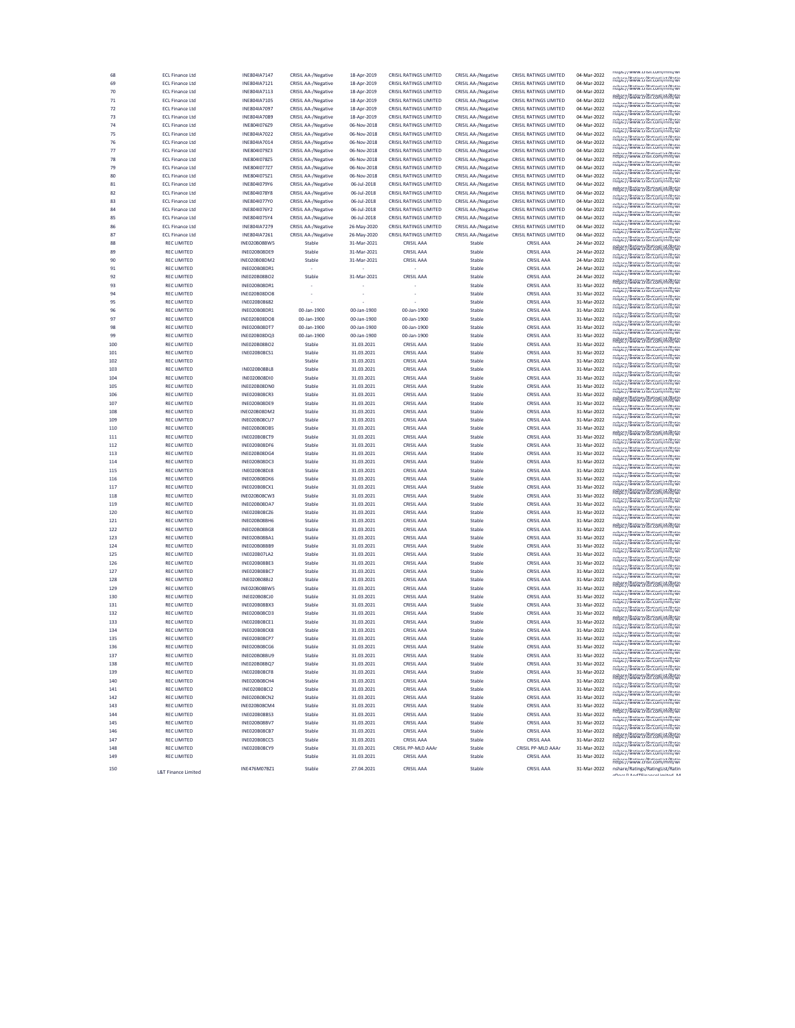| | | | | | | | | | |
|---|---|---|---|---|---|---|---|---|---|
| 68 | ECL Finance Ltd | INE804IA7147 | CRISIL AA-/Negative | 18-Apr-2019 | CRISIL RATINGS LIMITED | CRISIL AA-/Negative | CRISIL RATINGS LIMITED | 04-Mar-2022 | https://www.crisil.com/mnt/winshare/Ratings/RatingList/Ratin |
| 69 | ECL Finance Ltd | INE804IA7121 | CRISIL AA-/Negative | 18-Apr-2019 | CRISIL RATINGS LIMITED | CRISIL AA-/Negative | CRISIL RATINGS LIMITED | 04-Mar-2022 | https://www.crisil.com/mnt/winshare/Ratings/RatingList/Ratin |
| 70 | ECL Finance Ltd | INE804IA7113 | CRISIL AA-/Negative | 18-Apr-2019 | CRISIL RATINGS LIMITED | CRISIL AA-/Negative | CRISIL RATINGS LIMITED | 04-Mar-2022 | https://www.crisil.com/mnt/winshare/Ratings/RatingList/Ratin |
| 71 | ECL Finance Ltd | INE804IA7105 | CRISIL AA-/Negative | 18-Apr-2019 | CRISIL RATINGS LIMITED | CRISIL AA-/Negative | CRISIL RATINGS LIMITED | 04-Mar-2022 | https://www.crisil.com/mnt/winshare/Ratings/RatingList/Ratin |
| 72 | ECL Finance Ltd | INE804IA7097 | CRISIL AA-/Negative | 18-Apr-2019 | CRISIL RATINGS LIMITED | CRISIL AA-/Negative | CRISIL RATINGS LIMITED | 04-Mar-2022 | https://www.crisil.com/mnt/winshare/Ratings/RatingList/Ratin |
| 73 | ECL Finance Ltd | INE804IA7089 | CRISIL AA-/Negative | 18-Apr-2019 | CRISIL RATINGS LIMITED | CRISIL AA-/Negative | CRISIL RATINGS LIMITED | 04-Mar-2022 | https://www.crisil.com/mnt/winshare/Ratings/RatingList/Ratin |
| 74 | ECL Finance Ltd | INE804I076Z9 | CRISIL AA-/Negative | 06-Nov-2018 | CRISIL RATINGS LIMITED | CRISIL AA-/Negative | CRISIL RATINGS LIMITED | 04-Mar-2022 | https://www.crisil.com/mnt/winshare/Ratings/RatingList/Ratin |
| 75 | ECL Finance Ltd | INE804IA7022 | CRISIL AA-/Negative | 06-Nov-2018 | CRISIL RATINGS LIMITED | CRISIL AA-/Negative | CRISIL RATINGS LIMITED | 04-Mar-2022 | https://www.crisil.com/mnt/winshare/Ratings/RatingList/Ratin |
| 76 | ECL Finance Ltd | INE804IA7014 | CRISIL AA-/Negative | 06-Nov-2018 | CRISIL RATINGS LIMITED | CRISIL AA-/Negative | CRISIL RATINGS LIMITED | 04-Mar-2022 | https://www.crisil.com/mnt/winshare/Ratings/RatingList/Ratin |
| 77 | ECL Finance Ltd | INE804I079Z3 | CRISIL AA-/Negative | 06-Nov-2018 | CRISIL RATINGS LIMITED | CRISIL AA-/Negative | CRISIL RATINGS LIMITED | 04-Mar-2022 | https://www.crisil.com/mnt/winshare/Ratings/RatingList/Ratin |
| 78 | ECL Finance Ltd | INE804I078Z5 | CRISIL AA-/Negative | 06-Nov-2018 | CRISIL RATINGS LIMITED | CRISIL AA-/Negative | CRISIL RATINGS LIMITED | 04-Mar-2022 | https://www.crisil.com/mnt/winshare/Ratings/RatingList/Ratin |
| 79 | ECL Finance Ltd | INE804I077Z7 | CRISIL AA-/Negative | 06-Nov-2018 | CRISIL RATINGS LIMITED | CRISIL AA-/Negative | CRISIL RATINGS LIMITED | 04-Mar-2022 | https://www.crisil.com/mnt/winshare/Ratings/RatingList/Ratin |
| 80 | ECL Finance Ltd | INE804I075Z1 | CRISIL AA-/Negative | 06-Nov-2018 | CRISIL RATINGS LIMITED | CRISIL AA-/Negative | CRISIL RATINGS LIMITED | 04-Mar-2022 | https://www.crisil.com/mnt/winshare/Ratings/RatingList/Ratin |
| 81 | ECL Finance Ltd | INE804I079Y6 | CRISIL AA-/Negative | 06-Jul-2018 | CRISIL RATINGS LIMITED | CRISIL AA-/Negative | CRISIL RATINGS LIMITED | 04-Mar-2022 | https://www.crisil.com/mnt/winshare/Ratings/RatingList/Ratin |
| 82 | ECL Finance Ltd | INE804I078Y8 | CRISIL AA-/Negative | 06-Jul-2018 | CRISIL RATINGS LIMITED | CRISIL AA-/Negative | CRISIL RATINGS LIMITED | 04-Mar-2022 | https://www.crisil.com/mnt/winshare/Ratings/RatingList/Ratin |
| 83 | ECL Finance Ltd | INE804I077Y0 | CRISIL AA-/Negative | 06-Jul-2018 | CRISIL RATINGS LIMITED | CRISIL AA-/Negative | CRISIL RATINGS LIMITED | 04-Mar-2022 | https://www.crisil.com/mnt/winshare/Ratings/RatingList/Ratin |
| 84 | ECL Finance Ltd | INE804I076Y2 | CRISIL AA-/Negative | 06-Jul-2018 | CRISIL RATINGS LIMITED | CRISIL AA-/Negative | CRISIL RATINGS LIMITED | 04-Mar-2022 | https://www.crisil.com/mnt/winshare/Ratings/RatingList/Ratin |
| 85 | ECL Finance Ltd | INE804I075Y4 | CRISIL AA-/Negative | 06-Jul-2018 | CRISIL RATINGS LIMITED | CRISIL AA-/Negative | CRISIL RATINGS LIMITED | 04-Mar-2022 | https://www.crisil.com/mnt/winshare/Ratings/RatingList/Ratin |
| 86 | ECL Finance Ltd | INE804IA7279 | CRISIL AA-/Negative | 26-May-2020 | CRISIL RATINGS LIMITED | CRISIL AA-/Negative | CRISIL RATINGS LIMITED | 04-Mar-2022 | https://www.crisil.com/mnt/winshare/Ratings/RatingList/Ratin |
| 87 | ECL Finance Ltd | INE804IA7261 | CRISIL AA-/Negative | 26-May-2020 | CRISIL RATINGS LIMITED | CRISIL AA-/Negative | CRISIL RATINGS LIMITED | 04-Mar-2022 | https://www.crisil.com/mnt/winshare/Ratings/RatingList/Ratin |
| 88 | REC LIMITED | INE020B08BW5 | Stable | 31-Mar-2021 | CRISIL AAA | Stable | CRISIL AAA | 24-Mar-2022 | https://www.crisil.com/mnt/winshare/Ratings/RatingList/Ratin |
| 89 | REC LIMITED | INE020B08DE9 | Stable | 31-Mar-2021 | CRISIL AAA | Stable | CRISIL AAA | 24-Mar-2022 | https://www.crisil.com/mnt/winshare/Ratings/RatingList/Ratin |
| 90 | REC LIMITED | INE020B08DM2 | Stable | 31-Mar-2021 | CRISIL AAA | Stable | CRISIL AAA | 24-Mar-2022 | https://www.crisil.com/mnt/winshare/Ratings/RatingList/Ratin |
| 91 | REC LIMITED | INE020B08DR1 | - | - | - | Stable | CRISIL AAA | 24-Mar-2022 | https://www.crisil.com/mnt/winshare/Ratings/RatingList/Ratin |
| 92 | REC LIMITED | INE020B08BO2 | Stable | 31-Mar-2021 | CRISIL AAA | Stable | CRISIL AAA | 24-Mar-2022 | https://www.crisil.com/mnt/winshare/Ratings/RatingList/Ratin |
| 93 | REC LIMITED | INE020B08DR1 | - | - | - | Stable | CRISIL AAA | 31-Mar-2022 | https://www.crisil.com/mnt/winshare/Ratings/RatingList/Ratin |
| 94 | REC LIMITED | INE020B08DO8 | - | - | - | Stable | CRISIL AAA | 31-Mar-2022 | https://www.crisil.com/mnt/winshare/Ratings/RatingList/Ratin |
| 95 | REC LIMITED | INE020B08682 | - | - | - | Stable | CRISIL AAA | 31-Mar-2022 | https://www.crisil.com/mnt/winshare/Ratings/RatingList/Ratin |
| 96 | REC LIMITED | INE020B08DR1 | 00-Jan-1900 | 00-Jan-1900 | 00-Jan-1900 | Stable | CRISIL AAA | 31-Mar-2022 | https://www.crisil.com/mnt/winshare/Ratings/RatingList/Ratin |
| 97 | REC LIMITED | INE020B08DO8 | 00-Jan-1900 | 00-Jan-1900 | 00-Jan-1900 | Stable | CRISIL AAA | 31-Mar-2022 | https://www.crisil.com/mnt/winshare/Ratings/RatingList/Ratin |
| 98 | REC LIMITED | INE020B08DT7 | 00-Jan-1900 | 00-Jan-1900 | 00-Jan-1900 | Stable | CRISIL AAA | 31-Mar-2022 | https://www.crisil.com/mnt/winshare/Ratings/RatingList/Ratin |
| 99 | REC LIMITED | INE020B08DQ3 | 00-Jan-1900 | 00-Jan-1900 | 00-Jan-1900 | Stable | CRISIL AAA | 31-Mar-2022 | https://www.crisil.com/mnt/winshare/Ratings/RatingList/Ratin |
| 100 | REC LIMITED | INE020B08BO2 | Stable | 31.03.2021 | CRISIL AAA | Stable | CRISIL AAA | 31-Mar-2022 | https://www.crisil.com/mnt/winshare/Ratings/RatingList/Ratin |
| 101 | REC LIMITED | INE020B08CS1 | Stable | 31.03.2021 | CRISIL AAA | Stable | CRISIL AAA | 31-Mar-2022 | https://www.crisil.com/mnt/winshare/Ratings/RatingList/Ratin |
| 102 | REC LIMITED | | Stable | 31.03.2021 | CRISIL AAA | Stable | CRISIL AAA | 31-Mar-2022 | https://www.crisil.com/mnt/winshare/Ratings/RatingList/Ratin |
| 103 | REC LIMITED | INE020B08BL8 | Stable | 31.03.2021 | CRISIL AAA | Stable | CRISIL AAA | 31-Mar-2022 | https://www.crisil.com/mnt/winshare/Ratings/RatingList/Ratin |
| 104 | REC LIMITED | INE020B08DI0 | Stable | 31.03.2021 | CRISIL AAA | Stable | CRISIL AAA | 31-Mar-2022 | https://www.crisil.com/mnt/winshare/Ratings/RatingList/Ratin |
| 105 | REC LIMITED | INE020B08DN0 | Stable | 31.03.2021 | CRISIL AAA | Stable | CRISIL AAA | 31-Mar-2022 | https://www.crisil.com/mnt/winshare/Ratings/RatingList/Ratin |
| 106 | REC LIMITED | INE020B08CR3 | Stable | 31.03.2021 | CRISIL AAA | Stable | CRISIL AAA | 31-Mar-2022 | https://www.crisil.com/mnt/winshare/Ratings/RatingList/Ratin |
| 107 | REC LIMITED | INE020B08DE9 | Stable | 31.03.2021 | CRISIL AAA | Stable | CRISIL AAA | 31-Mar-2022 | https://www.crisil.com/mnt/winshare/Ratings/RatingList/Ratin |
| 108 | REC LIMITED | INE020B08DM2 | Stable | 31.03.2021 | CRISIL AAA | Stable | CRISIL AAA | 31-Mar-2022 | https://www.crisil.com/mnt/winshare/Ratings/RatingList/Ratin |
| 109 | REC LIMITED | INE020B08CU7 | Stable | 31.03.2021 | CRISIL AAA | Stable | CRISIL AAA | 31-Mar-2022 | https://www.crisil.com/mnt/winshare/Ratings/RatingList/Ratin |
| 110 | REC LIMITED | INE020B08DB5 | Stable | 31.03.2021 | CRISIL AAA | Stable | CRISIL AAA | 31-Mar-2022 | https://www.crisil.com/mnt/winshare/Ratings/RatingList/Ratin |
| 111 | REC LIMITED | INE020B08CT9 | Stable | 31.03.2021 | CRISIL AAA | Stable | CRISIL AAA | 31-Mar-2022 | https://www.crisil.com/mnt/winshare/Ratings/RatingList/Ratin |
| 112 | REC LIMITED | INE020B08DF6 | Stable | 31.03.2021 | CRISIL AAA | Stable | CRISIL AAA | 31-Mar-2022 | https://www.crisil.com/mnt/winshare/Ratings/RatingList/Ratin |
| 113 | REC LIMITED | INE020B08DG4 | Stable | 31.03.2021 | CRISIL AAA | Stable | CRISIL AAA | 31-Mar-2022 | https://www.crisil.com/mnt/winshare/Ratings/RatingList/Ratin |
| 114 | REC LIMITED | INE020B08DC3 | Stable | 31.03.2021 | CRISIL AAA | Stable | CRISIL AAA | 31-Mar-2022 | https://www.crisil.com/mnt/winshare/Ratings/RatingList/Ratin |
| 115 | REC LIMITED | INE020B08DJ8 | Stable | 31.03.2021 | CRISIL AAA | Stable | CRISIL AAA | 31-Mar-2022 | https://www.crisil.com/mnt/winshare/Ratings/RatingList/Ratin |
| 116 | REC LIMITED | INE020B08DK6 | Stable | 31.03.2021 | CRISIL AAA | Stable | CRISIL AAA | 31-Mar-2022 | https://www.crisil.com/mnt/winshare/Ratings/RatingList/Ratin |
| 117 | REC LIMITED | INE020B08CX1 | Stable | 31.03.2021 | CRISIL AAA | Stable | CRISIL AAA | 31-Mar-2022 | https://www.crisil.com/mnt/winshare/Ratings/RatingList/Ratin |
| 118 | REC LIMITED | INE020B08CW3 | Stable | 31.03.2021 | CRISIL AAA | Stable | CRISIL AAA | 31-Mar-2022 | https://www.crisil.com/mnt/winshare/Ratings/RatingList/Ratin |
| 119 | REC LIMITED | INE020B08DA7 | Stable | 31.03.2021 | CRISIL AAA | Stable | CRISIL AAA | 31-Mar-2022 | https://www.crisil.com/mnt/winshare/Ratings/RatingList/Ratin |
| 120 | REC LIMITED | INE020B08CZ6 | Stable | 31.03.2021 | CRISIL AAA | Stable | CRISIL AAA | 31-Mar-2022 | https://www.crisil.com/mnt/winshare/Ratings/RatingList/Ratin |
| 121 | REC LIMITED | INE020B08BH6 | Stable | 31.03.2021 | CRISIL AAA | Stable | CRISIL AAA | 31-Mar-2022 | https://www.crisil.com/mnt/winshare/Ratings/RatingList/Ratin |
| 122 | REC LIMITED | INE020B08BG8 | Stable | 31.03.2021 | CRISIL AAA | Stable | CRISIL AAA | 31-Mar-2022 | https://www.crisil.com/mnt/winshare/Ratings/RatingList/Ratin |
| 123 | REC LIMITED | INE020B08BA1 | Stable | 31.03.2021 | CRISIL AAA | Stable | CRISIL AAA | 31-Mar-2022 | https://www.crisil.com/mnt/winshare/Ratings/RatingList/Ratin |
| 124 | REC LIMITED | INE020B08BB9 | Stable | 31.03.2021 | CRISIL AAA | Stable | CRISIL AAA | 31-Mar-2022 | https://www.crisil.com/mnt/winshare/Ratings/RatingList/Ratin |
| 125 | REC LIMITED | INE020B07LA2 | Stable | 31.03.2021 | CRISIL AAA | Stable | CRISIL AAA | 31-Mar-2022 | https://www.crisil.com/mnt/winshare/Ratings/RatingList/Ratin |
| 126 | REC LIMITED | INE020B08BE3 | Stable | 31.03.2021 | CRISIL AAA | Stable | CRISIL AAA | 31-Mar-2022 | https://www.crisil.com/mnt/winshare/Ratings/RatingList/Ratin |
| 127 | REC LIMITED | INE020B08BC7 | Stable | 31.03.2021 | CRISIL AAA | Stable | CRISIL AAA | 31-Mar-2022 | https://www.crisil.com/mnt/winshare/Ratings/RatingList/Ratin |
| 128 | REC LIMITED | INE020B08BJ2 | Stable | 31.03.2021 | CRISIL AAA | Stable | CRISIL AAA | 31-Mar-2022 | https://www.crisil.com/mnt/winshare/Ratings/RatingList/Ratin |
| 129 | REC LIMITED | INE020B08BW5 | Stable | 31.03.2021 | CRISIL AAA | Stable | CRISIL AAA | 31-Mar-2022 | https://www.crisil.com/mnt/winshare/Ratings/RatingList/Ratin |
| 130 | REC LIMITED | INE020B08CJ0 | Stable | 31.03.2021 | CRISIL AAA | Stable | CRISIL AAA | 31-Mar-2022 | https://www.crisil.com/mnt/winshare/Ratings/RatingList/Ratin |
| 131 | REC LIMITED | INE020B08BX3 | Stable | 31.03.2021 | CRISIL AAA | Stable | CRISIL AAA | 31-Mar-2022 | https://www.crisil.com/mnt/winshare/Ratings/RatingList/Ratin |
| 132 | REC LIMITED | INE020B08CD3 | Stable | 31.03.2021 | CRISIL AAA | Stable | CRISIL AAA | 31-Mar-2022 | https://www.crisil.com/mnt/winshare/Ratings/RatingList/Ratin |
| 133 | REC LIMITED | INE020B08CE1 | Stable | 31.03.2021 | CRISIL AAA | Stable | CRISIL AAA | 31-Mar-2022 | https://www.crisil.com/mnt/winshare/Ratings/RatingList/Ratin |
| 134 | REC LIMITED | INE020B08CK8 | Stable | 31.03.2021 | CRISIL AAA | Stable | CRISIL AAA | 31-Mar-2022 | https://www.crisil.com/mnt/winshare/Ratings/RatingList/Ratin |
| 135 | REC LIMITED | INE020B08CP7 | Stable | 31.03.2021 | CRISIL AAA | Stable | CRISIL AAA | 31-Mar-2022 | https://www.crisil.com/mnt/winshare/Ratings/RatingList/Ratin |
| 136 | REC LIMITED | INE020B08CG6 | Stable | 31.03.2021 | CRISIL AAA | Stable | CRISIL AAA | 31-Mar-2022 | https://www.crisil.com/mnt/winshare/Ratings/RatingList/Ratin |
| 137 | REC LIMITED | INE020B08BU9 | Stable | 31.03.2021 | CRISIL AAA | Stable | CRISIL AAA | 31-Mar-2022 | https://www.crisil.com/mnt/winshare/Ratings/RatingList/Ratin |
| 138 | REC LIMITED | INE020B08BQ7 | Stable | 31.03.2021 | CRISIL AAA | Stable | CRISIL AAA | 31-Mar-2022 | https://www.crisil.com/mnt/winshare/Ratings/RatingList/Ratin |
| 139 | REC LIMITED | INE020B08CF8 | Stable | 31.03.2021 | CRISIL AAA | Stable | CRISIL AAA | 31-Mar-2022 | https://www.crisil.com/mnt/winshare/Ratings/RatingList/Ratin |
| 140 | REC LIMITED | INE020B08CH4 | Stable | 31.03.2021 | CRISIL AAA | Stable | CRISIL AAA | 31-Mar-2022 | https://www.crisil.com/mnt/winshare/Ratings/RatingList/Ratin |
| 141 | REC LIMITED | INE020B08CI2 | Stable | 31.03.2021 | CRISIL AAA | Stable | CRISIL AAA | 31-Mar-2022 | https://www.crisil.com/mnt/winshare/Ratings/RatingList/Ratin |
| 142 | REC LIMITED | INE020B08CN2 | Stable | 31.03.2021 | CRISIL AAA | Stable | CRISIL AAA | 31-Mar-2022 | https://www.crisil.com/mnt/winshare/Ratings/RatingList/Ratin |
| 143 | REC LIMITED | INE020B08CM4 | Stable | 31.03.2021 | CRISIL AAA | Stable | CRISIL AAA | 31-Mar-2022 | https://www.crisil.com/mnt/winshare/Ratings/RatingList/Ratin |
| 144 | REC LIMITED | INE020B08BS3 | Stable | 31.03.2021 | CRISIL AAA | Stable | CRISIL AAA | 31-Mar-2022 | https://www.crisil.com/mnt/winshare/Ratings/RatingList/Ratin |
| 145 | REC LIMITED | INE020B08BV7 | Stable | 31.03.2021 | CRISIL AAA | Stable | CRISIL AAA | 31-Mar-2022 | https://www.crisil.com/mnt/winshare/Ratings/RatingList/Ratin |
| 146 | REC LIMITED | INE020B08CB7 | Stable | 31.03.2021 | CRISIL AAA | Stable | CRISIL AAA | 31-Mar-2022 | https://www.crisil.com/mnt/winshare/Ratings/RatingList/Ratin |
| 147 | REC LIMITED | INE020B08CC5 | Stable | 31.03.2021 | CRISIL AAA | Stable | CRISIL AAA | 31-Mar-2022 | https://www.crisil.com/mnt/winshare/Ratings/RatingList/Ratin |
| 148 | REC LIMITED | INE020B08CY9 | Stable | 31.03.2021 | CRISIL PP-MLD AAAr | Stable | CRISIL PP-MLD AAAr | 31-Mar-2022 | https://www.crisil.com/mnt/winshare/Ratings/RatingList/Ratin |
| 149 | REC LIMITED | | Stable | 31.03.2021 | CRISIL AAA | Stable | CRISIL AAA | 31-Mar-2022 | https://www.crisil.com/mnt/winshare/Ratings/RatingList/Ratin |
| 150 | L&T Finance Limited | INE476M07BZ1 | Stable | 27.04.2021 | CRISIL AAA | Stable | CRISIL AAA | 31-Mar-2022 | nshare/Ratings/RatingList/RatingDocs/LAndTFinanceLimited_M |